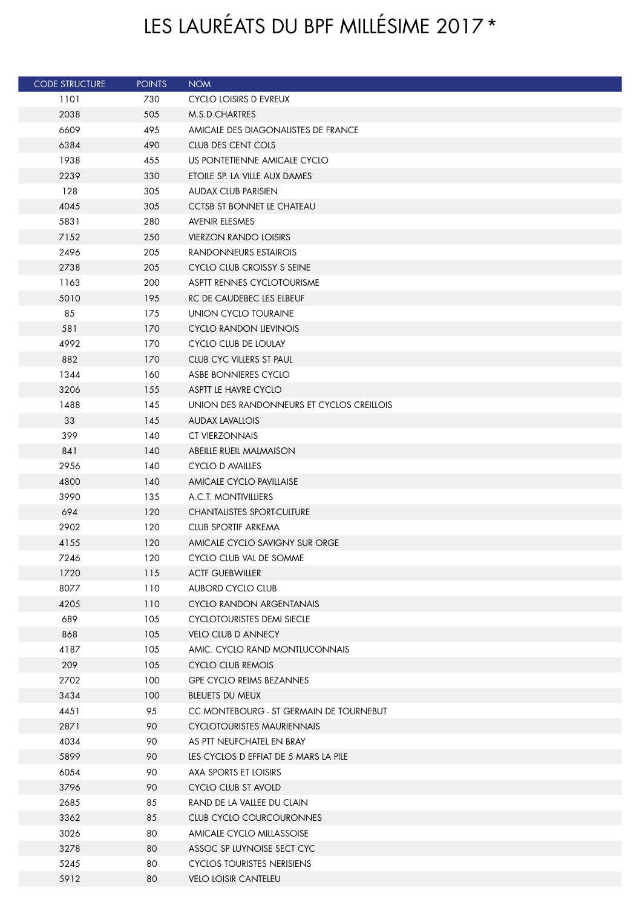# LES LAURÉATS DU BPF MILLÉSIME 2017 *

| CODE STRUCTURE | POINTS | NOM |
|---|---|---|
| 1101 | 730 | CYCLO LOISIRS D EVREUX |
| 2038 | 505 | M.S.D CHARTRES |
| 6609 | 495 | AMICALE DES DIAGONALISTES DE FRANCE |
| 6384 | 490 | CLUB DES CENT COLS |
| 1938 | 455 | US PONTETIENNE AMICALE CYCLO |
| 2239 | 330 | ETOILE SP. LA VILLE AUX DAMES |
| 128 | 305 | AUDAX CLUB PARISIEN |
| 4045 | 305 | CCTSB ST BONNET LE CHATEAU |
| 5831 | 280 | AVENIR ELESMES |
| 7152 | 250 | VIERZON RANDO LOISIRS |
| 2496 | 205 | RANDONNEURS ESTAIROIS |
| 2738 | 205 | CYCLO CLUB CROISSY S SEINE |
| 1163 | 200 | ASPTT RENNES CYCLOTOURISME |
| 5010 | 195 | RC DE CAUDEBEC LES ELBEUF |
| 85 | 175 | UNION CYCLO TOURAINE |
| 581 | 170 | CYCLO RANDON LIEVINOIS |
| 4992 | 170 | CYCLO CLUB DE LOULAY |
| 882 | 170 | CLUB CYC VILLERS ST PAUL |
| 1344 | 160 | ASBE BONNIERES CYCLO |
| 3206 | 155 | ASPTT LE HAVRE CYCLO |
| 1488 | 145 | UNION DES RANDONNEURS ET CYCLOS CREILLOIS |
| 33 | 145 | AUDAX LAVALLOIS |
| 399 | 140 | CT VIERZONNAIS |
| 841 | 140 | ABEILLE RUEIL MALMAISON |
| 2956 | 140 | CYCLO D AVAILLES |
| 4800 | 140 | AMICALE CYCLO PAVILLAISE |
| 3990 | 135 | A.C.T. MONTIVILLIERS |
| 694 | 120 | CHANTALISTES SPORT-CULTURE |
| 2902 | 120 | CLUB SPORTIF ARKEMA |
| 4155 | 120 | AMICALE CYCLO SAVIGNY SUR ORGE |
| 7246 | 120 | CYCLO CLUB VAL DE SOMME |
| 1720 | 115 | ACTF GUEBWILLER |
| 8077 | 110 | AUBORD CYCLO CLUB |
| 4205 | 110 | CYCLO RANDON ARGENTANAIS |
| 689 | 105 | CYCLOTOURISTES DEMI SIECLE |
| 868 | 105 | VELO CLUB D ANNECY |
| 4187 | 105 | AMIC. CYCLO RAND MONTLUCONNAIS |
| 209 | 105 | CYCLO CLUB REMOIS |
| 2702 | 100 | GPE CYCLO REIMS BEZANNES |
| 3434 | 100 | BLEUETS DU MEUX |
| 4451 | 95 | CC MONTEBOURG - ST GERMAIN DE TOURNEBUT |
| 2871 | 90 | CYCLOTOURISTES MAURIENNAIS |
| 4034 | 90 | AS PTT NEUFCHATEL EN BRAY |
| 5899 | 90 | LES CYCLOS D EFFIAT DE 5 MARS LA PILE |
| 6054 | 90 | AXA SPORTS ET LOISIRS |
| 3796 | 90 | CYCLO CLUB ST AVOLD |
| 2685 | 85 | RAND DE LA VALLEE DU CLAIN |
| 3362 | 85 | CLUB CYCLO COURCOURONNES |
| 3026 | 80 | AMICALE CYCLO MILLASSOISE |
| 3278 | 80 | ASSOC SP LUYNOISE SECT CYC |
| 5245 | 80 | CYCLOS TOURISTES NERISIENS |
| 5912 | 80 | VELO LOISIR CANTELEU |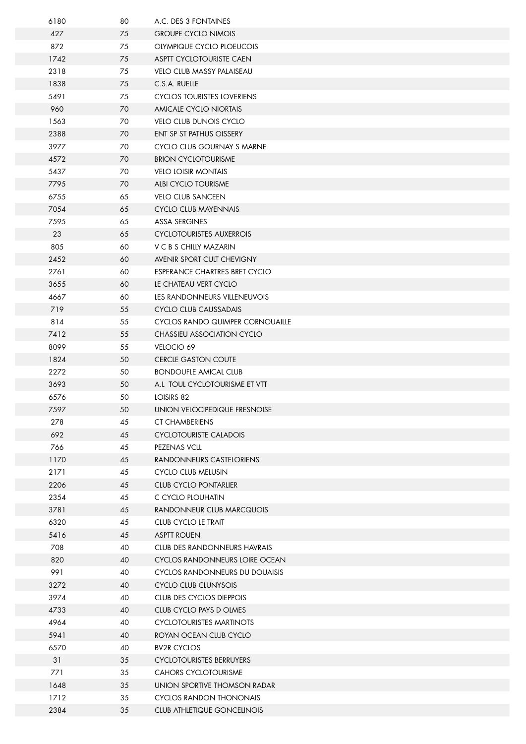| | | |
|---|---|---|
| 6180 | 80 | A.C. DES 3 FONTAINES |
| 427 | 75 | GROUPE CYCLO NIMOIS |
| 872 | 75 | OLYMPIQUE CYCLO PLOEUCOIS |
| 1742 | 75 | ASPTT CYCLOTOURISTE CAEN |
| 2318 | 75 | VELO CLUB MASSY PALAISEAU |
| 1838 | 75 | C.S.A. RUELLE |
| 5491 | 75 | CYCLOS TOURISTES LOVERIENS |
| 960 | 70 | AMICALE CYCLO NIORTAIS |
| 1563 | 70 | VELO CLUB DUNOIS CYCLO |
| 2388 | 70 | ENT SP ST PATHUS OISSERY |
| 3977 | 70 | CYCLO CLUB GOURNAY S MARNE |
| 4572 | 70 | BRION CYCLOTOURISME |
| 5437 | 70 | VELO LOISIR MONTAIS |
| 7795 | 70 | ALBI CYCLO TOURISME |
| 6755 | 65 | VELO CLUB SANCEEN |
| 7054 | 65 | CYCLO CLUB MAYENNAIS |
| 7595 | 65 | ASSA SERGINES |
| 23 | 65 | CYCLOTOURISTES AUXERROIS |
| 805 | 60 | V C B S CHILLY MAZARIN |
| 2452 | 60 | AVENIR SPORT CULT CHEVIGNY |
| 2761 | 60 | ESPERANCE CHARTRES BRET CYCLO |
| 3655 | 60 | LE CHATEAU VERT CYCLO |
| 4667 | 60 | LES RANDONNEURS VILLENEUVOIS |
| 719 | 55 | CYCLO CLUB CAUSSADAIS |
| 814 | 55 | CYCLOS RANDO QUIMPER CORNOUAILLE |
| 7412 | 55 | CHASSIEU ASSOCIATION CYCLO |
| 8099 | 55 | VELOCIO 69 |
| 1824 | 50 | CERCLE GASTON COUTE |
| 2272 | 50 | BONDOUFLE AMICAL CLUB |
| 3693 | 50 | A.L TOUL CYCLOTOURISME ET VTT |
| 6576 | 50 | LOISIRS 82 |
| 7597 | 50 | UNION VELOCIPEDIQUE FRESNOISE |
| 278 | 45 | CT CHAMBERIENS |
| 692 | 45 | CYCLOTOURISTE CALADOIS |
| 766 | 45 | PEZENAS VCLL |
| 1170 | 45 | RANDONNEURS CASTELORIENS |
| 2171 | 45 | CYCLO CLUB MELUSIN |
| 2206 | 45 | CLUB CYCLO PONTARLIER |
| 2354 | 45 | C CYCLO PLOUHATIN |
| 3781 | 45 | RANDONNEUR CLUB MARCQUOIS |
| 6320 | 45 | CLUB CYCLO LE TRAIT |
| 5416 | 45 | ASPTT ROUEN |
| 708 | 40 | CLUB DES RANDONNEURS HAVRAIS |
| 820 | 40 | CYCLOS RANDONNEURS LOIRE OCEAN |
| 991 | 40 | CYCLOS RANDONNEURS DU DOUAISIS |
| 3272 | 40 | CYCLO CLUB CLUNYSOIS |
| 3974 | 40 | CLUB DES CYCLOS DIEPPOIS |
| 4733 | 40 | CLUB CYCLO PAYS D OLMES |
| 4964 | 40 | CYCLOTOURISTES MARTINOTS |
| 5941 | 40 | ROYAN OCEAN CLUB CYCLO |
| 6570 | 40 | BV2R CYCLOS |
| 31 | 35 | CYCLOTOURISTES BERRUYERS |
| 771 | 35 | CAHORS CYCLOTOURISME |
| 1648 | 35 | UNION SPORTIVE THOMSON RADAR |
| 1712 | 35 | CYCLOS RANDON THONONAIS |
| 2384 | 35 | CLUB ATHLETIQUE GONCELINOIS |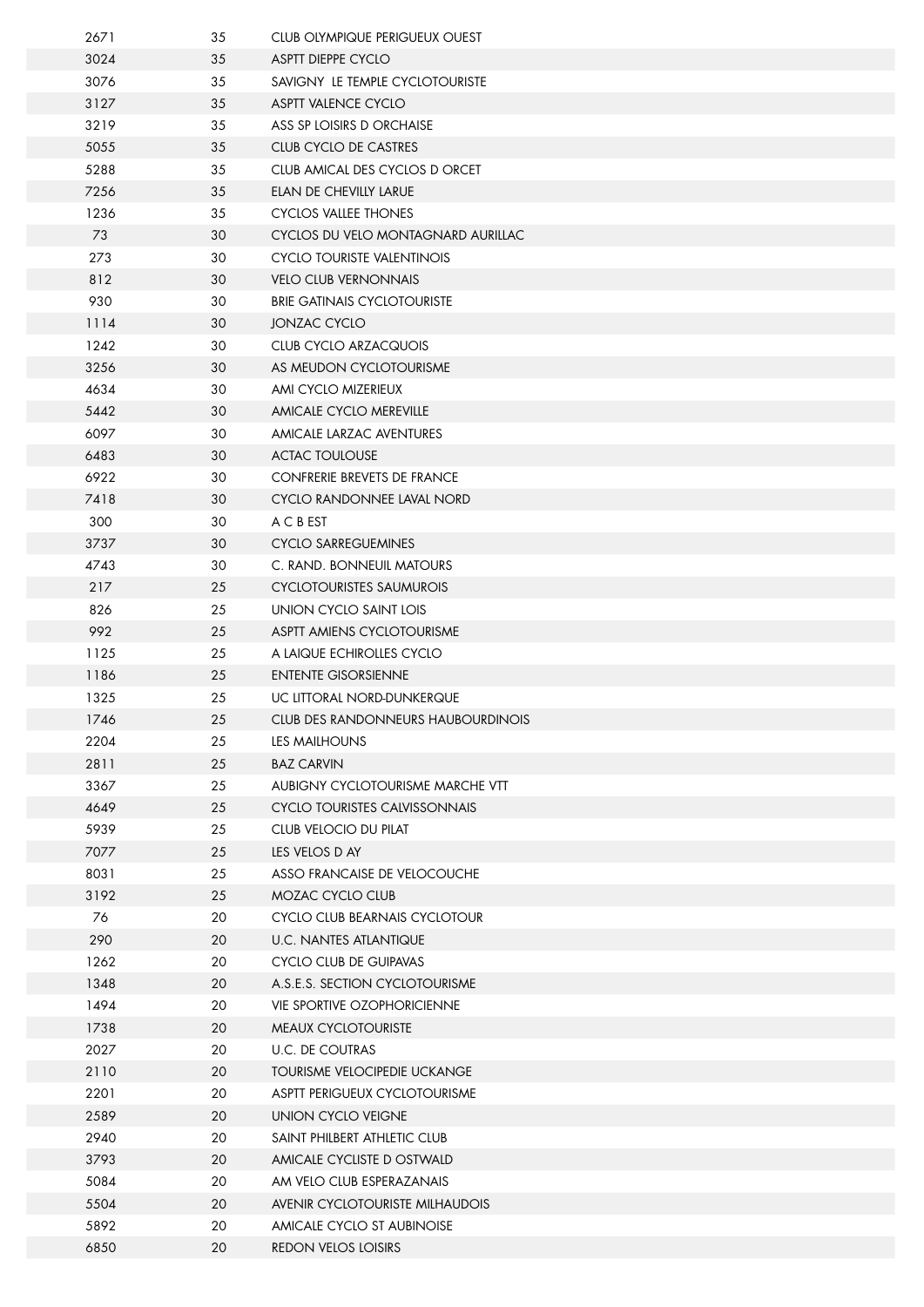| | | |
|---|---|---|
| 2671 | 35 | CLUB OLYMPIQUE PERIGUEUX OUEST |
| 3024 | 35 | ASPTT DIEPPE CYCLO |
| 3076 | 35 | SAVIGNY LE TEMPLE CYCLOTOURISTE |
| 3127 | 35 | ASPTT VALENCE CYCLO |
| 3219 | 35 | ASS SP LOISIRS D ORCHAISE |
| 5055 | 35 | CLUB CYCLO DE CASTRES |
| 5288 | 35 | CLUB AMICAL DES CYCLOS D ORCET |
| 7256 | 35 | ELAN DE CHEVILLY LARUE |
| 1236 | 35 | CYCLOS VALLEE THONES |
| 73 | 30 | CYCLOS DU VELO MONTAGNARD AURILLAC |
| 273 | 30 | CYCLO TOURISTE VALENTINOIS |
| 812 | 30 | VELO CLUB VERNONNAIS |
| 930 | 30 | BRIE GATINAIS CYCLOTOURISTE |
| 1114 | 30 | JONZAC CYCLO |
| 1242 | 30 | CLUB CYCLO ARZACQUOIS |
| 3256 | 30 | AS MEUDON CYCLOTOURISME |
| 4634 | 30 | AMI CYCLO MIZERIEUX |
| 5442 | 30 | AMICALE CYCLO MEREVILLE |
| 6097 | 30 | AMICALE LARZAC AVENTURES |
| 6483 | 30 | ACTAC TOULOUSE |
| 6922 | 30 | CONFRERIE BREVETS DE FRANCE |
| 7418 | 30 | CYCLO RANDONNEE LAVAL NORD |
| 300 | 30 | A C B EST |
| 3737 | 30 | CYCLO SARREGUEMINES |
| 4743 | 30 | C. RAND. BONNEUIL MATOURS |
| 217 | 25 | CYCLOTOURISTES SAUMUROIS |
| 826 | 25 | UNION CYCLO SAINT LOIS |
| 992 | 25 | ASPTT AMIENS CYCLOTOURISME |
| 1125 | 25 | A LAIQUE ECHIROLLES CYCLO |
| 1186 | 25 | ENTENTE GISORSIENNE |
| 1325 | 25 | UC LITTORAL NORD-DUNKERQUE |
| 1746 | 25 | CLUB DES RANDONNEURS HAUBOURDINOIS |
| 2204 | 25 | LES MAILHOUNS |
| 2811 | 25 | BAZ CARVIN |
| 3367 | 25 | AUBIGNY CYCLOTOURISME MARCHE VTT |
| 4649 | 25 | CYCLO TOURISTES CALVISSONNAIS |
| 5939 | 25 | CLUB VELOCIO DU PILAT |
| 7077 | 25 | LES VELOS D AY |
| 8031 | 25 | ASSO FRANCAISE DE VELOCOUCHE |
| 3192 | 25 | MOZAC CYCLO CLUB |
| 76 | 20 | CYCLO CLUB BEARNAIS CYCLOTOUR |
| 290 | 20 | U.C. NANTES ATLANTIQUE |
| 1262 | 20 | CYCLO CLUB DE GUIPAVAS |
| 1348 | 20 | A.S.E.S. SECTION CYCLOTOURISME |
| 1494 | 20 | VIE SPORTIVE OZOPHORICIENNE |
| 1738 | 20 | MEAUX CYCLOTOURISTE |
| 2027 | 20 | U.C. DE COUTRAS |
| 2110 | 20 | TOURISME VELOCIPEDIE UCKANGE |
| 2201 | 20 | ASPTT PERIGUEUX CYCLOTOURISME |
| 2589 | 20 | UNION CYCLO VEIGNE |
| 2940 | 20 | SAINT PHILBERT ATHLETIC CLUB |
| 3793 | 20 | AMICALE CYCLISTE D OSTWALD |
| 5084 | 20 | AM VELO CLUB ESPERAZANAIS |
| 5504 | 20 | AVENIR CYCLOTOURISTE MILHAUDOIS |
| 5892 | 20 | AMICALE CYCLO ST AUBINOISE |
| 6850 | 20 | REDON VELOS LOISIRS |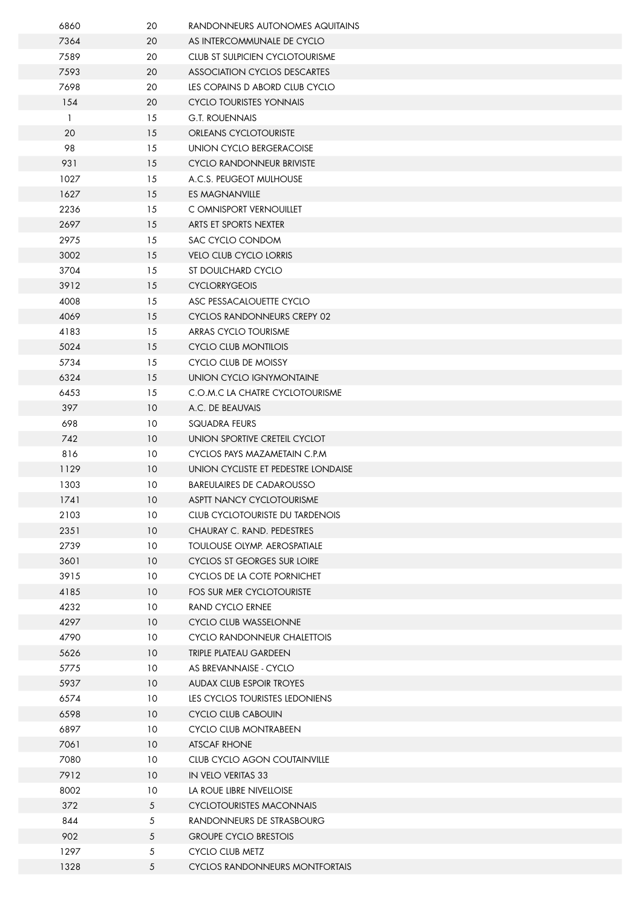| | | |
|---|---|---|
| 6860 | 20 | RANDONNEURS AUTONOMES AQUITAINS |
| 7364 | 20 | AS INTERCOMMUNALE DE CYCLO |
| 7589 | 20 | CLUB ST SULPICIEN CYCLOTOURISME |
| 7593 | 20 | ASSOCIATION CYCLOS DESCARTES |
| 7698 | 20 | LES COPAINS D ABORD CLUB CYCLO |
| 154 | 20 | CYCLO TOURISTES YONNAIS |
| 1 | 15 | G.T. ROUENNAIS |
| 20 | 15 | ORLEANS CYCLOTOURISTE |
| 98 | 15 | UNION CYCLO BERGERACOISE |
| 931 | 15 | CYCLO RANDONNEUR BRIVISTE |
| 1027 | 15 | A.C.S. PEUGEOT MULHOUSE |
| 1627 | 15 | ES MAGNANVILLE |
| 2236 | 15 | C OMNISPORT VERNOUILLET |
| 2697 | 15 | ARTS ET SPORTS NEXTER |
| 2975 | 15 | SAC CYCLO CONDOM |
| 3002 | 15 | VELO CLUB CYCLO LORRIS |
| 3704 | 15 | ST DOULCHARD CYCLO |
| 3912 | 15 | CYCLORRYGEOIS |
| 4008 | 15 | ASC PESSACALOUETTE CYCLO |
| 4069 | 15 | CYCLOS RANDONNEURS CREPY 02 |
| 4183 | 15 | ARRAS CYCLO TOURISME |
| 5024 | 15 | CYCLO CLUB MONTILOIS |
| 5734 | 15 | CYCLO CLUB DE MOISSY |
| 6324 | 15 | UNION CYCLO IGNYMONTAINE |
| 6453 | 15 | C.O.M.C LA CHATRE CYCLOTOURISME |
| 397 | 10 | A.C. DE BEAUVAIS |
| 698 | 10 | SQUADRA FEURS |
| 742 | 10 | UNION SPORTIVE CRETEIL CYCLOT |
| 816 | 10 | CYCLOS PAYS MAZAMETAIN C.P.M |
| 1129 | 10 | UNION CYCLISTE ET PEDESTRE LONDAISE |
| 1303 | 10 | BAREULAIRES DE CADAROUSSO |
| 1741 | 10 | ASPTT NANCY CYCLOTOURISME |
| 2103 | 10 | CLUB CYCLOTOURISTE DU TARDENOIS |
| 2351 | 10 | CHAURAY C. RAND. PEDESTRES |
| 2739 | 10 | TOULOUSE OLYMP. AEROSPATIALE |
| 3601 | 10 | CYCLOS ST GEORGES SUR LOIRE |
| 3915 | 10 | CYCLOS DE LA COTE PORNICHET |
| 4185 | 10 | FOS SUR MER CYCLOTOURISTE |
| 4232 | 10 | RAND CYCLO ERNEE |
| 4297 | 10 | CYCLO CLUB WASSELONNE |
| 4790 | 10 | CYCLO RANDONNEUR CHALETTOIS |
| 5626 | 10 | TRIPLE PLATEAU GARDEEN |
| 5775 | 10 | AS BREVANNAISE - CYCLO |
| 5937 | 10 | AUDAX CLUB ESPOIR TROYES |
| 6574 | 10 | LES CYCLOS TOURISTES LEDONIENS |
| 6598 | 10 | CYCLO CLUB CABOUIN |
| 6897 | 10 | CYCLO CLUB MONTRABEEN |
| 7061 | 10 | ATSCAF RHONE |
| 7080 | 10 | CLUB CYCLO AGON COUTAINVILLE |
| 7912 | 10 | IN VELO VERITAS 33 |
| 8002 | 10 | LA ROUE LIBRE NIVELLOISE |
| 372 | 5 | CYCLOTOURISTES MACONNAIS |
| 844 | 5 | RANDONNEURS DE STRASBOURG |
| 902 | 5 | GROUPE CYCLO BRESTOIS |
| 1297 | 5 | CYCLO CLUB METZ |
| 1328 | 5 | CYCLOS RANDONNEURS MONTFORTAIS |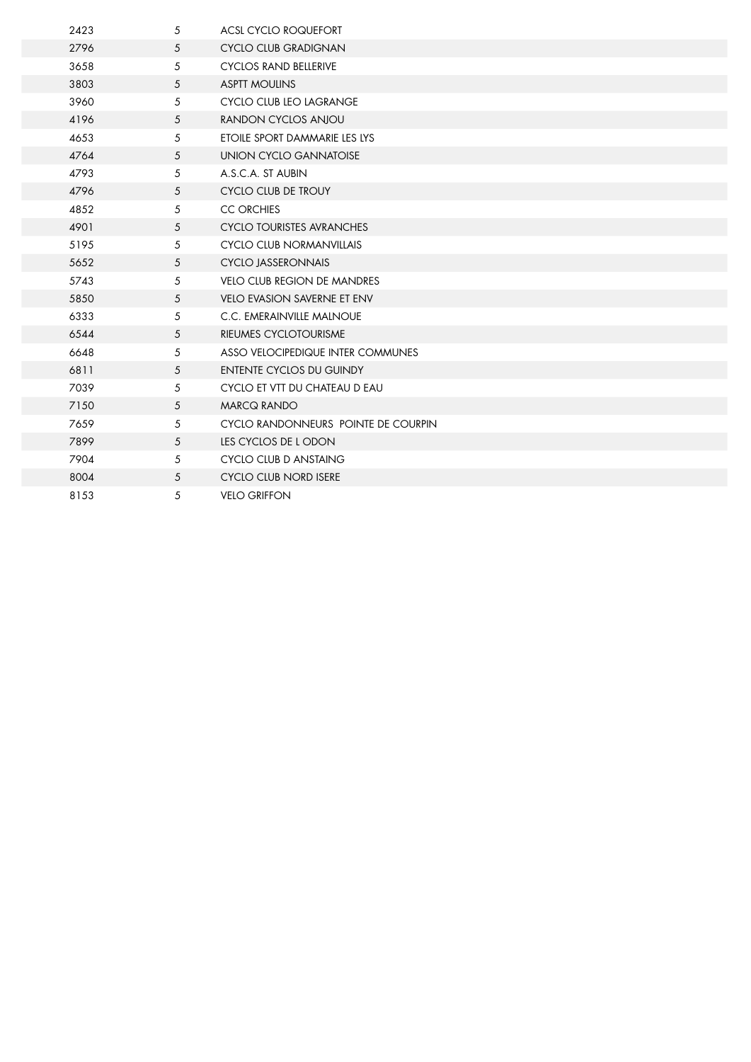| | | |
|---|---|---|
| 2423 | 5 | ACSL CYCLO ROQUEFORT |
| 2796 | 5 | CYCLO CLUB GRADIGNAN |
| 3658 | 5 | CYCLOS RAND BELLERIVE |
| 3803 | 5 | ASPTT MOULINS |
| 3960 | 5 | CYCLO CLUB LEO LAGRANGE |
| 4196 | 5 | RANDON CYCLOS ANJOU |
| 4653 | 5 | ETOILE SPORT DAMMARIE LES LYS |
| 4764 | 5 | UNION CYCLO GANNATOISE |
| 4793 | 5 | A.S.C.A. ST AUBIN |
| 4796 | 5 | CYCLO CLUB DE TROUY |
| 4852 | 5 | CC ORCHIES |
| 4901 | 5 | CYCLO TOURISTES AVRANCHES |
| 5195 | 5 | CYCLO CLUB NORMANVILLAIS |
| 5652 | 5 | CYCLO JASSERONNAIS |
| 5743 | 5 | VELO CLUB REGION DE MANDRES |
| 5850 | 5 | VELO EVASION SAVERNE ET ENV |
| 6333 | 5 | C.C. EMERAINVILLE MALNOUE |
| 6544 | 5 | RIEUMES CYCLOTOURISME |
| 6648 | 5 | ASSO VELOCIPEDIQUE INTER COMMUNES |
| 6811 | 5 | ENTENTE CYCLOS DU GUINDY |
| 7039 | 5 | CYCLO ET VTT DU CHATEAU D EAU |
| 7150 | 5 | MARCQ RANDO |
| 7659 | 5 | CYCLO RANDONNEURS POINTE DE COURPIN |
| 7899 | 5 | LES CYCLOS DE L ODON |
| 7904 | 5 | CYCLO CLUB D ANSTAING |
| 8004 | 5 | CYCLO CLUB NORD ISERE |
| 8153 | 5 | VELO GRIFFON |